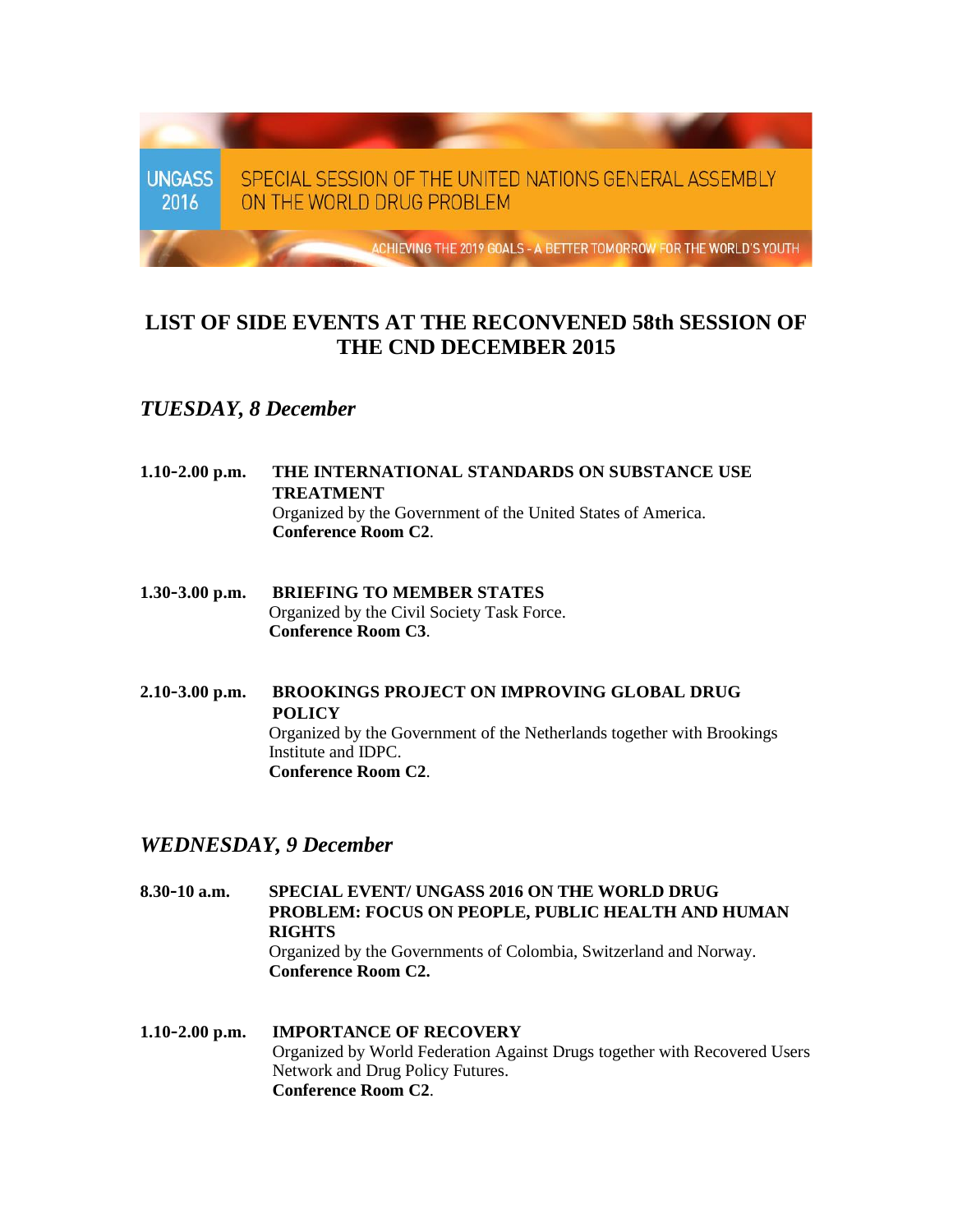UNGASS 2016

SPECIAL SESSION OF THE UNITED NATIONS GENERAL ASSEMBLY ON THE WORLD DRUG PROBLEM

ACHIEVING THE 2019 GOALS - A BETTER TOMORROW FOR THE WORLD'S YOUTH

# LIST OF SIDE EVENTS AT THE RECONVENED 58th SESSION OF THE CND DECEMBER 2015

## *TUESDAY, 8 December*

**1.10-2.00 p.m.** **THE INTERNATIONAL STANDARDS ON SUBSTANCE USE TREATMENT**
Organized by the Government of the United States of America.
**Conference Room C2**.

**1.30-3.00 p.m.** **BRIEFING TO MEMBER STATES**
Organized by the Civil Society Task Force.
**Conference Room C3**.

**2.10-3.00 p.m.** **BROOKINGS PROJECT ON IMPROVING GLOBAL DRUG POLICY**
Organized by the Government of the Netherlands together with Brookings Institute and IDPC.
**Conference Room C2**.

## *WEDNESDAY, 9 December*

**8.30-10 a.m.** **SPECIAL EVENT/ UNGASS 2016 ON THE WORLD DRUG PROBLEM: FOCUS ON PEOPLE, PUBLIC HEALTH AND HUMAN RIGHTS**
Organized by the Governments of Colombia, Switzerland and Norway.
**Conference Room C2.**

**1.10-2.00 p.m.** **IMPORTANCE OF RECOVERY**
Organized by World Federation Against Drugs together with Recovered Users Network and Drug Policy Futures.
**Conference Room C2**.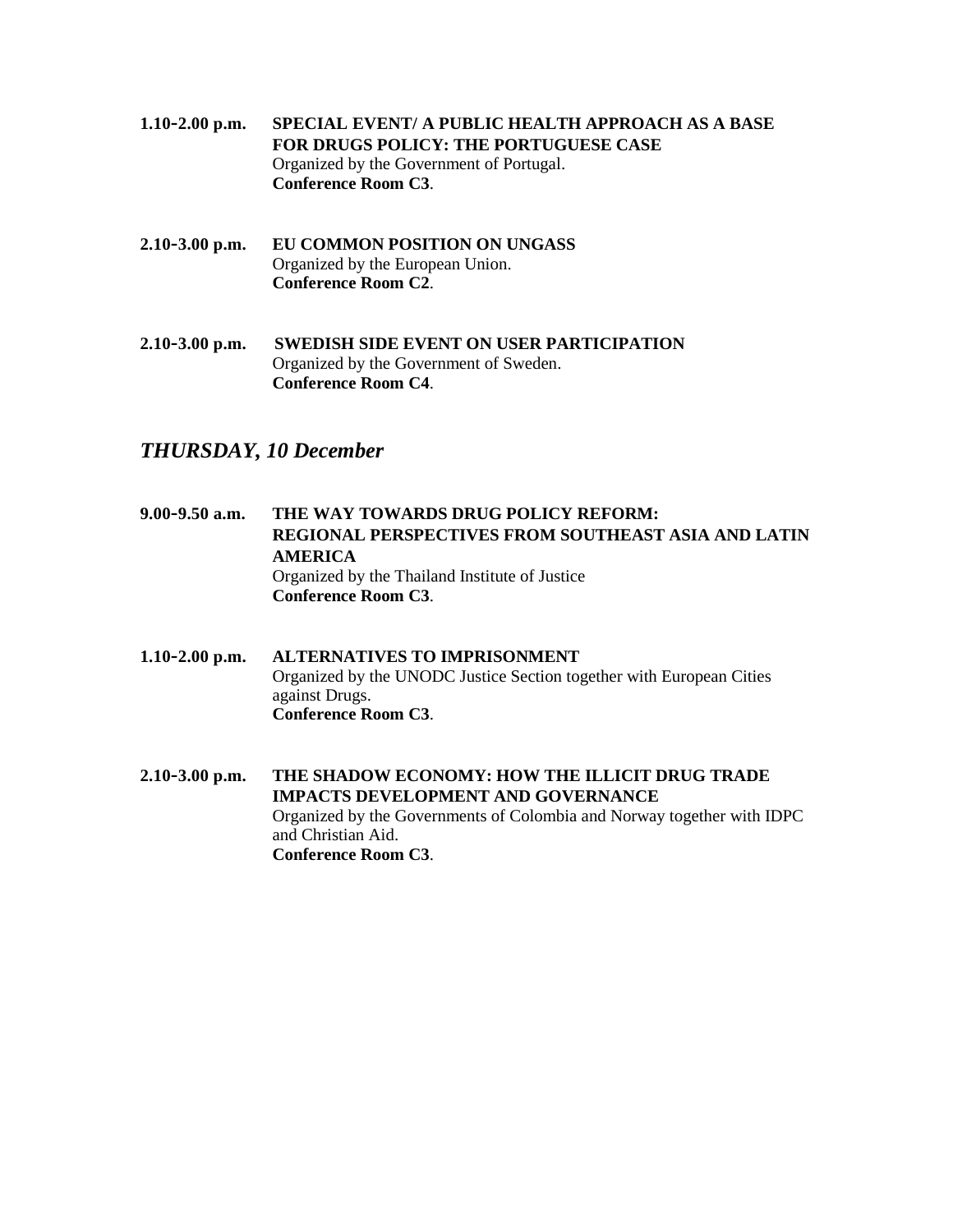**1.10-2.00 p.m.** **SPECIAL EVENT/ A PUBLIC HEALTH APPROACH AS A BASE FOR DRUGS POLICY: THE PORTUGUESE CASE**
Organized by the Government of Portugal.
**Conference Room C3**.

**2.10-3.00 p.m.** **EU COMMON POSITION ON UNGASS**
Organized by the European Union.
**Conference Room C2**.

**2.10-3.00 p.m.** **SWEDISH SIDE EVENT ON USER PARTICIPATION**
Organized by the Government of Sweden.
**Conference Room C4**.

## *THURSDAY, 10 December*

**9.00-9.50 a.m.** **THE WAY TOWARDS DRUG POLICY REFORM: REGIONAL PERSPECTIVES FROM SOUTHEAST ASIA AND LATIN AMERICA**
Organized by the Thailand Institute of Justice
**Conference Room C3**.

**1.10-2.00 p.m.** **ALTERNATIVES TO IMPRISONMENT**
Organized by the UNODC Justice Section together with European Cities against Drugs.
**Conference Room C3**.

**2.10-3.00 p.m.** **THE SHADOW ECONOMY: HOW THE ILLICIT DRUG TRADE IMPACTS DEVELOPMENT AND GOVERNANCE**
Organized by the Governments of Colombia and Norway together with IDPC and Christian Aid.
**Conference Room C3**.